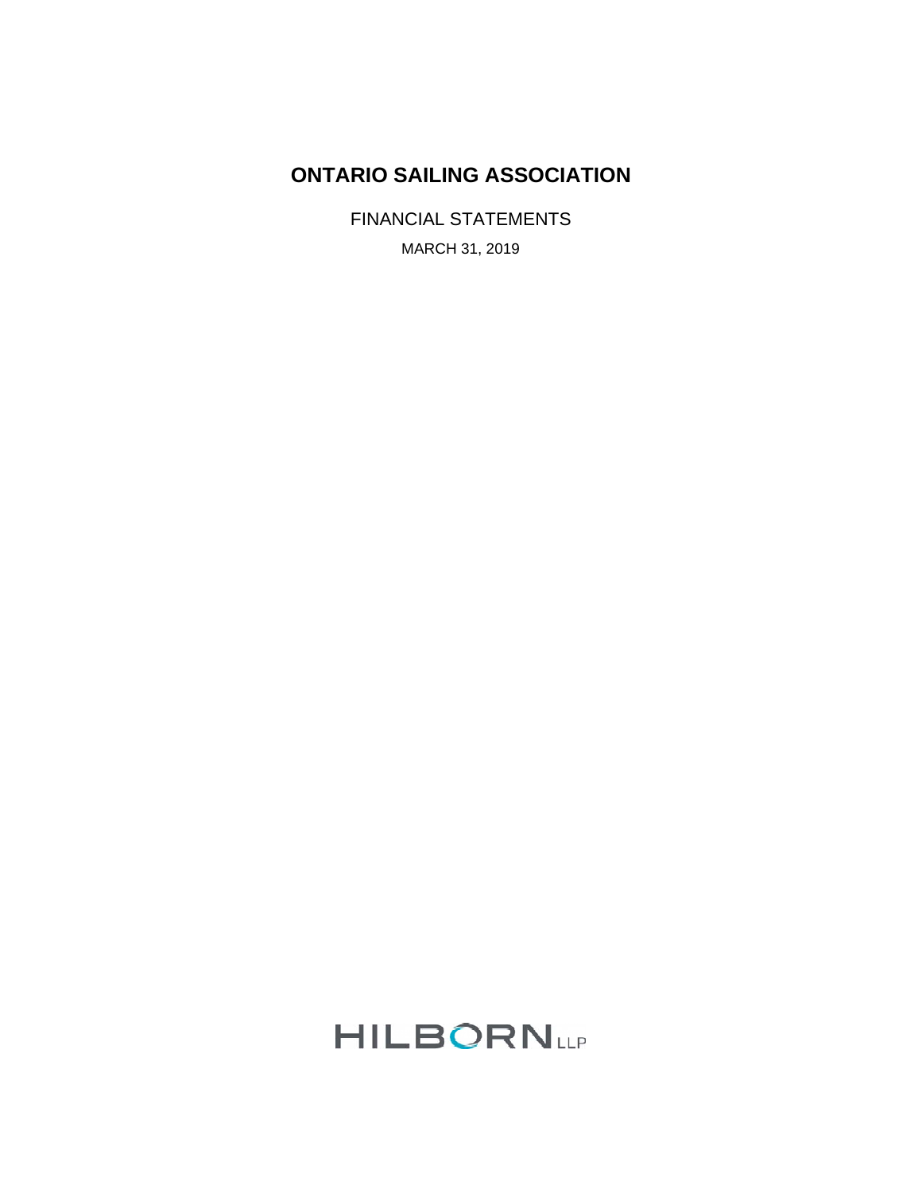# ONTARIO SAILING ASSOCIATION

FINANCIAL STATEMENTS

MARCH 31, 2019

HILBORN LLP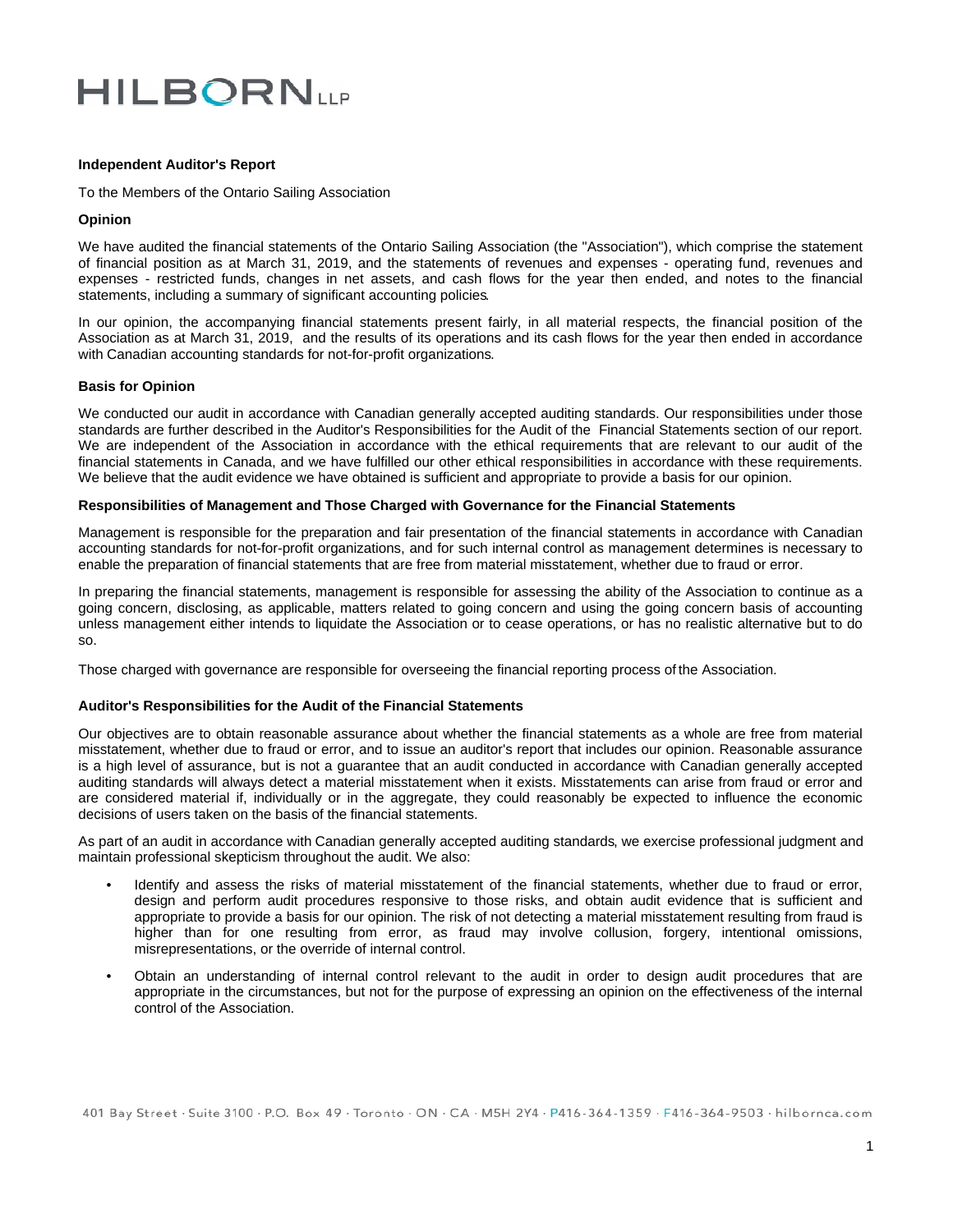HILBORN LLP

**Independent Auditor's Report**

To the Members of the Ontario Sailing Association

**Opinion**

We have audited the financial statements of the Ontario Sailing Association (the "Association"), which comprise the statement of financial position as at March 31, 2019, and the statements of revenues and expenses - operating fund, revenues and expenses - restricted funds, changes in net assets, and cash flows for the year then ended, and notes to the financial statements, including a summary of significant accounting policies.

In our opinion, the accompanying financial statements present fairly, in all material respects, the financial position of the Association as at March 31, 2019, and the results of its operations and its cash flows for the year then ended in accordance with Canadian accounting standards for not-for-profit organizations.

**Basis for Opinion**

We conducted our audit in accordance with Canadian generally accepted auditing standards. Our responsibilities under those standards are further described in the Auditor's Responsibilities for the Audit of the Financial Statements section of our report. We are independent of the Association in accordance with the ethical requirements that are relevant to our audit of the financial statements in Canada, and we have fulfilled our other ethical responsibilities in accordance with these requirements. We believe that the audit evidence we have obtained is sufficient and appropriate to provide a basis for our opinion.

**Responsibilities of Management and Those Charged with Governance for the Financial Statements**

Management is responsible for the preparation and fair presentation of the financial statements in accordance with Canadian accounting standards for not-for-profit organizations, and for such internal control as management determines is necessary to enable the preparation of financial statements that are free from material misstatement, whether due to fraud or error.

In preparing the financial statements, management is responsible for assessing the ability of the Association to continue as a going concern, disclosing, as applicable, matters related to going concern and using the going concern basis of accounting unless management either intends to liquidate the Association or to cease operations, or has no realistic alternative but to do so.

Those charged with governance are responsible for overseeing the financial reporting process of the Association.

**Auditor's Responsibilities for the Audit of the Financial Statements**

Our objectives are to obtain reasonable assurance about whether the financial statements as a whole are free from material misstatement, whether due to fraud or error, and to issue an auditor's report that includes our opinion. Reasonable assurance is a high level of assurance, but is not a guarantee that an audit conducted in accordance with Canadian generally accepted auditing standards will always detect a material misstatement when it exists. Misstatements can arise from fraud or error and are considered material if, individually or in the aggregate, they could reasonably be expected to influence the economic decisions of users taken on the basis of the financial statements.

As part of an audit in accordance with Canadian generally accepted auditing standards, we exercise professional judgment and maintain professional skepticism throughout the audit. We also:

- Identify and assess the risks of material misstatement of the financial statements, whether due to fraud or error, design and perform audit procedures responsive to those risks, and obtain audit evidence that is sufficient and appropriate to provide a basis for our opinion. The risk of not detecting a material misstatement resulting from fraud is higher than for one resulting from error, as fraud may involve collusion, forgery, intentional omissions, misrepresentations, or the override of internal control.
- Obtain an understanding of internal control relevant to the audit in order to design audit procedures that are appropriate in the circumstances, but not for the purpose of expressing an opinion on the effectiveness of the internal control of the Association.

401 Bay Street · Suite 3100 · P.O. Box 49 · Toronto · ON · CA · M5H 2Y4 · P416-364-1359 · F416-364-9503 · hilbornca.com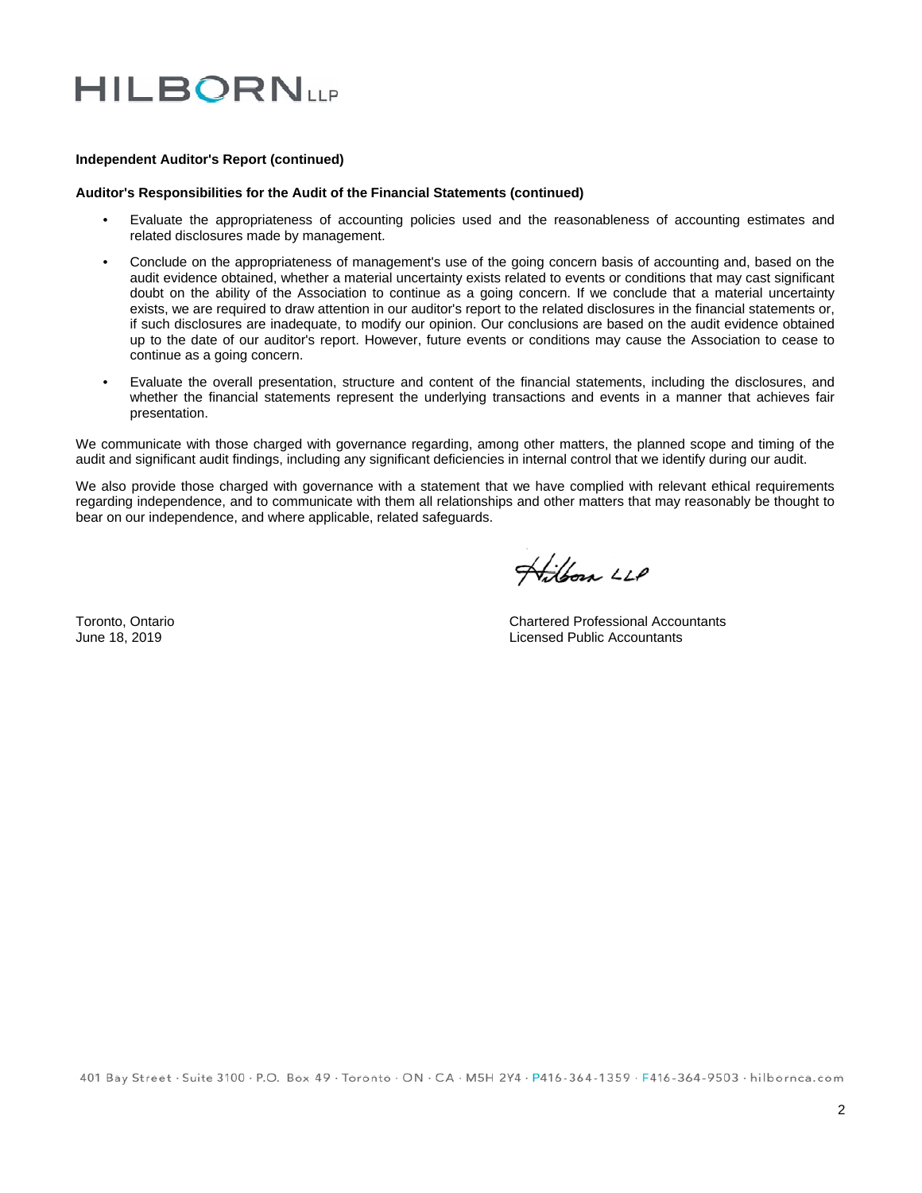**Independent Auditor's Report (continued)**

**Auditor's Responsibilities for the Audit of the Financial Statements (continued)**

- Evaluate the appropriateness of accounting policies used and the reasonableness of accounting estimates and related disclosures made by management.
- Conclude on the appropriateness of management's use of the going concern basis of accounting and, based on the audit evidence obtained, whether a material uncertainty exists related to events or conditions that may cast significant doubt on the ability of the Association to continue as a going concern. If we conclude that a material uncertainty exists, we are required to draw attention in our auditor's report to the related disclosures in the financial statements or, if such disclosures are inadequate, to modify our opinion. Our conclusions are based on the audit evidence obtained up to the date of our auditor's report. However, future events or conditions may cause the Association to cease to continue as a going concern.
- Evaluate the overall presentation, structure and content of the financial statements, including the disclosures, and whether the financial statements represent the underlying transactions and events in a manner that achieves fair presentation.

We communicate with those charged with governance regarding, among other matters, the planned scope and timing of the audit and significant audit findings, including any significant deficiencies in internal control that we identify during our audit.

We also provide those charged with governance with a statement that we have complied with relevant ethical requirements regarding independence, and to communicate with them all relationships and other matters that may reasonably be thought to bear on our independence, and where applicable, related safeguards.

Hilborn LLP

Toronto, Ontario
June 18, 2019

Chartered Professional Accountants
Licensed Public Accountants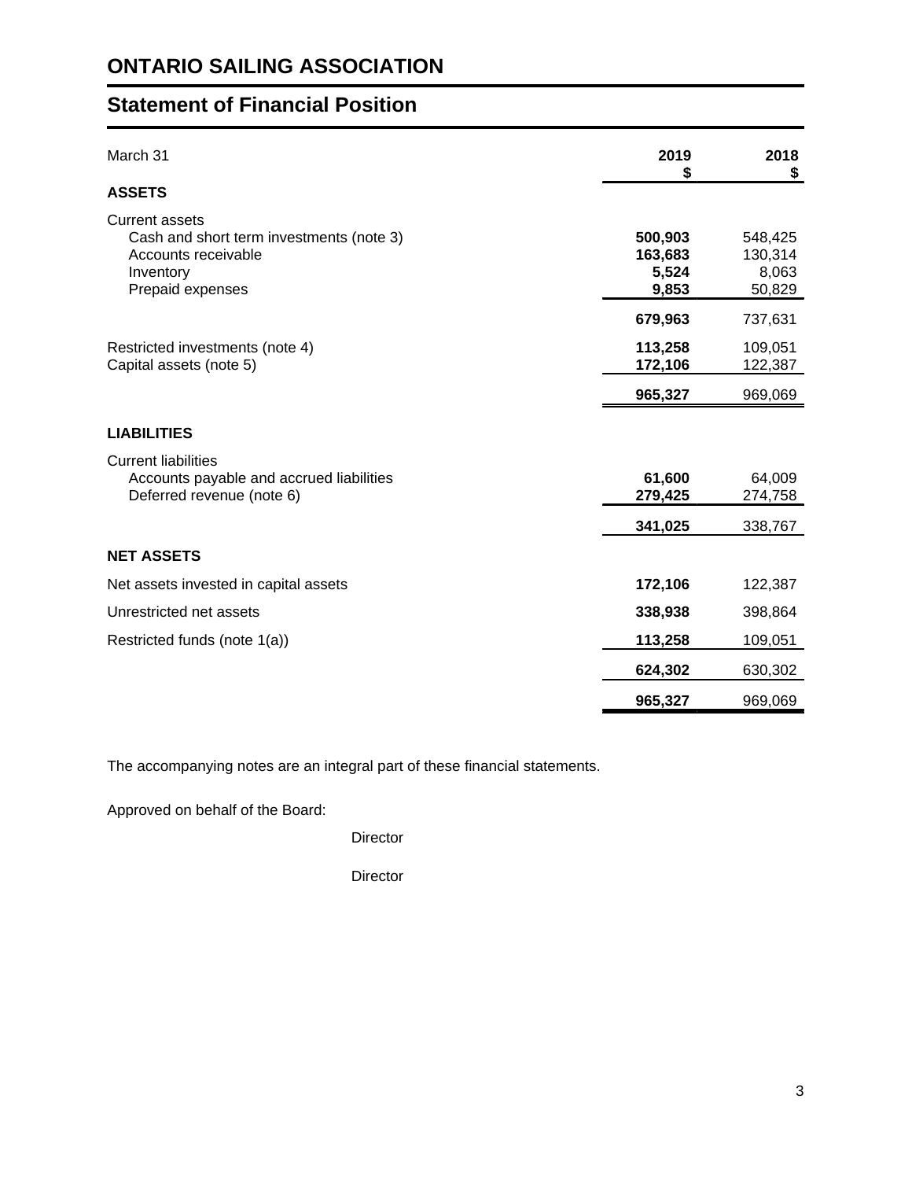# ONTARIO SAILING ASSOCIATION

## Statement of Financial Position

| March 31 | 2019<br>$ | 2018<br>$ |
|---|---|---|
| **ASSETS** | | |
| Current assets | | |
| Cash and short term investments (note 3) | **500,903** | 548,425 |
| Accounts receivable | **163,683** | 130,314 |
| Inventory | **5,524** | 8,063 |
| Prepaid expenses | **9,853** | 50,829 |
| | **679,963** | 737,631 |
| Restricted investments (note 4) | **113,258** | 109,051 |
| Capital assets (note 5) | **172,106** | 122,387 |
| | **965,327** | 969,069 |
| **LIABILITIES** | | |
| Current liabilities | | |
| Accounts payable and accrued liabilities | **61,600** | 64,009 |
| Deferred revenue (note 6) | **279,425** | 274,758 |
| | **341,025** | 338,767 |
| **NET ASSETS** | | |
| Net assets invested in capital assets | **172,106** | 122,387 |
| Unrestricted net assets | **338,938** | 398,864 |
| Restricted funds (note 1(a)) | **113,258** | 109,051 |
| | **624,302** | 630,302 |
| | **965,327** | 969,069 |

The accompanying notes are an integral part of these financial statements.

Approved on behalf of the Board:

Director

Director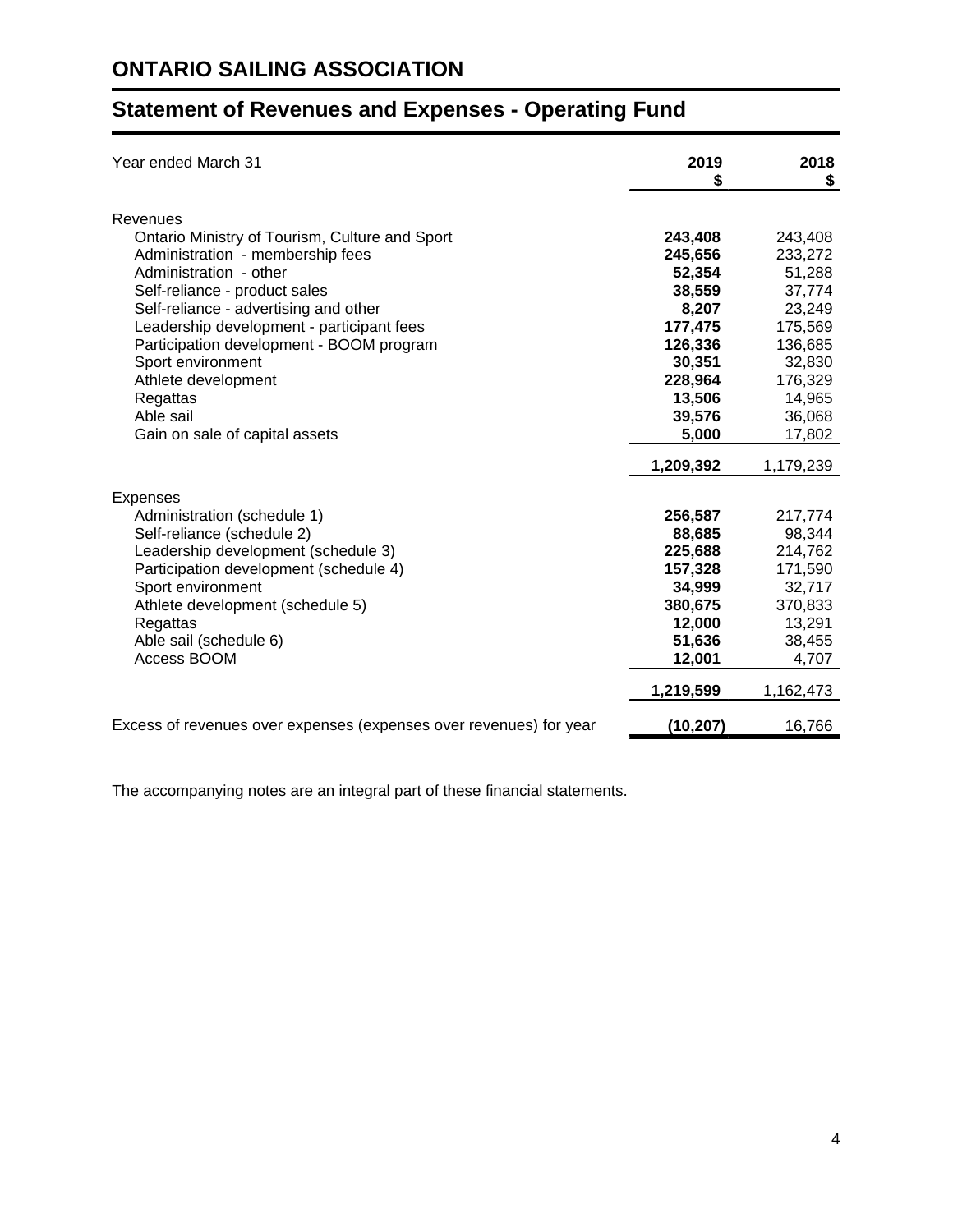# ONTARIO SAILING ASSOCIATION

## Statement of Revenues and Expenses - Operating Fund

| Year ended March 31 | 2019 $ | 2018 $ |
|---|---|---|
| **Revenues** | | |
| Ontario Ministry of Tourism, Culture and Sport | **243,408** | 243,408 |
| Administration - membership fees | **245,656** | 233,272 |
| Administration - other | **52,354** | 51,288 |
| Self-reliance - product sales | **38,559** | 37,774 |
| Self-reliance - advertising and other | **8,207** | 23,249 |
| Leadership development - participant fees | **177,475** | 175,569 |
| Participation development - BOOM program | **126,336** | 136,685 |
| Sport environment | **30,351** | 32,830 |
| Athlete development | **228,964** | 176,329 |
| Regattas | **13,506** | 14,965 |
| Able sail | **39,576** | 36,068 |
| Gain on sale of capital assets | **5,000** | 17,802 |
| | **1,209,392** | 1,179,239 |
| **Expenses** | | |
| Administration (schedule 1) | **256,587** | 217,774 |
| Self-reliance (schedule 2) | **88,685** | 98,344 |
| Leadership development (schedule 3) | **225,688** | 214,762 |
| Participation development (schedule 4) | **157,328** | 171,590 |
| Sport environment | **34,999** | 32,717 |
| Athlete development (schedule 5) | **380,675** | 370,833 |
| Regattas | **12,000** | 13,291 |
| Able sail (schedule 6) | **51,636** | 38,455 |
| Access BOOM | **12,001** | 4,707 |
| | **1,219,599** | 1,162,473 |
| Excess of revenues over expenses (expenses over revenues) for year | **(10,207)** | 16,766 |

The accompanying notes are an integral part of these financial statements.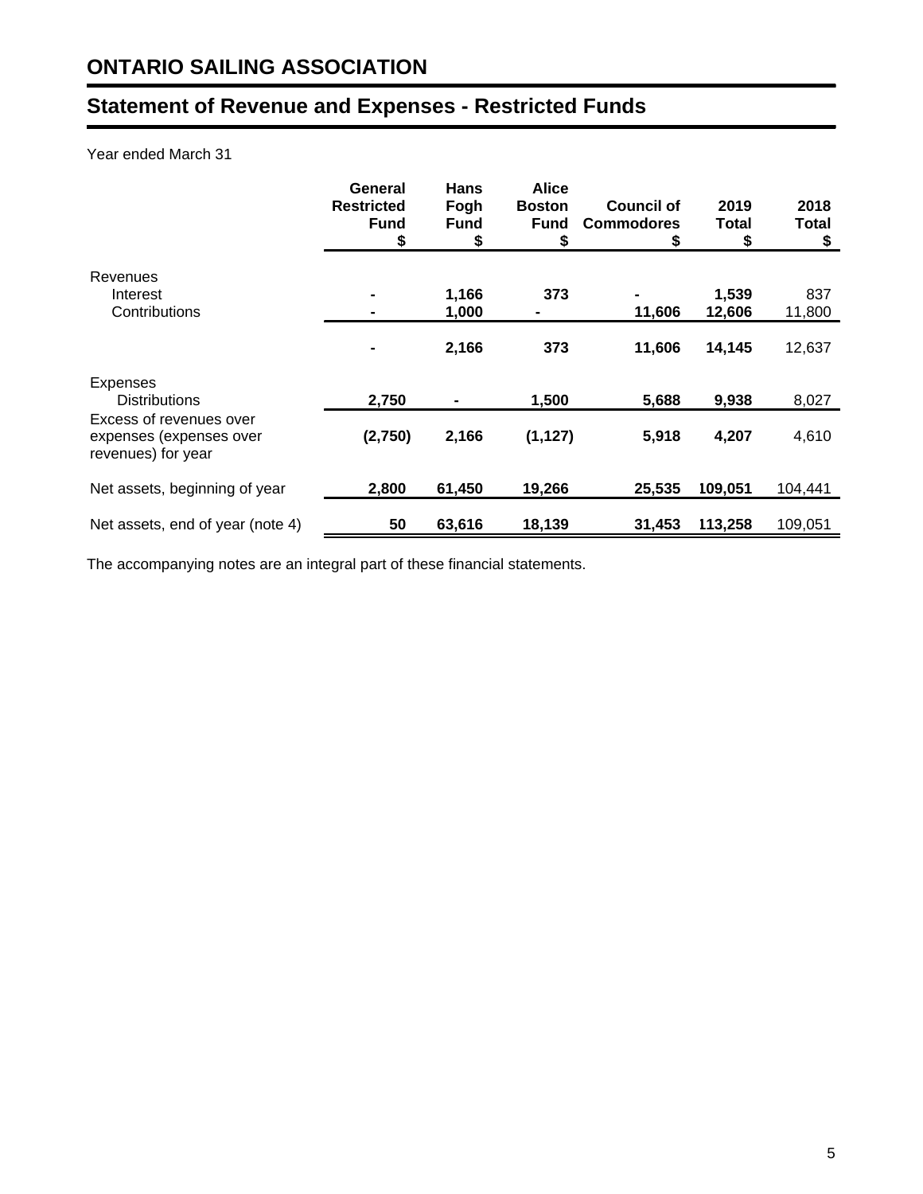# ONTARIO SAILING ASSOCIATION

## Statement of Revenue and Expenses - Restricted Funds

Year ended March 31

| | General Restricted Fund $ | Hans Fogh Fund $ | Alice Boston Fund $ | Council of Commodores $ | 2019 Total $ | 2018 Total $ |
|---|---|---|---|---|---|---|
| Revenues | | | | | | |
| Interest | - | 1,166 | 373 | - | 1,539 | 837 |
| Contributions | - | 1,000 | - | 11,606 | 12,606 | 11,800 |
| | - | 2,166 | 373 | 11,606 | 14,145 | 12,637 |
| Expenses | | | | | | |
| Distributions | 2,750 | - | 1,500 | 5,688 | 9,938 | 8,027 |
| Excess of revenues over expenses (expenses over revenues) for year | (2,750) | 2,166 | (1,127) | 5,918 | 4,207 | 4,610 |
| Net assets, beginning of year | 2,800 | 61,450 | 19,266 | 25,535 | 109,051 | 104,441 |
| Net assets, end of year (note 4) | 50 | 63,616 | 18,139 | 31,453 | 113,258 | 109,051 |

The accompanying notes are an integral part of these financial statements.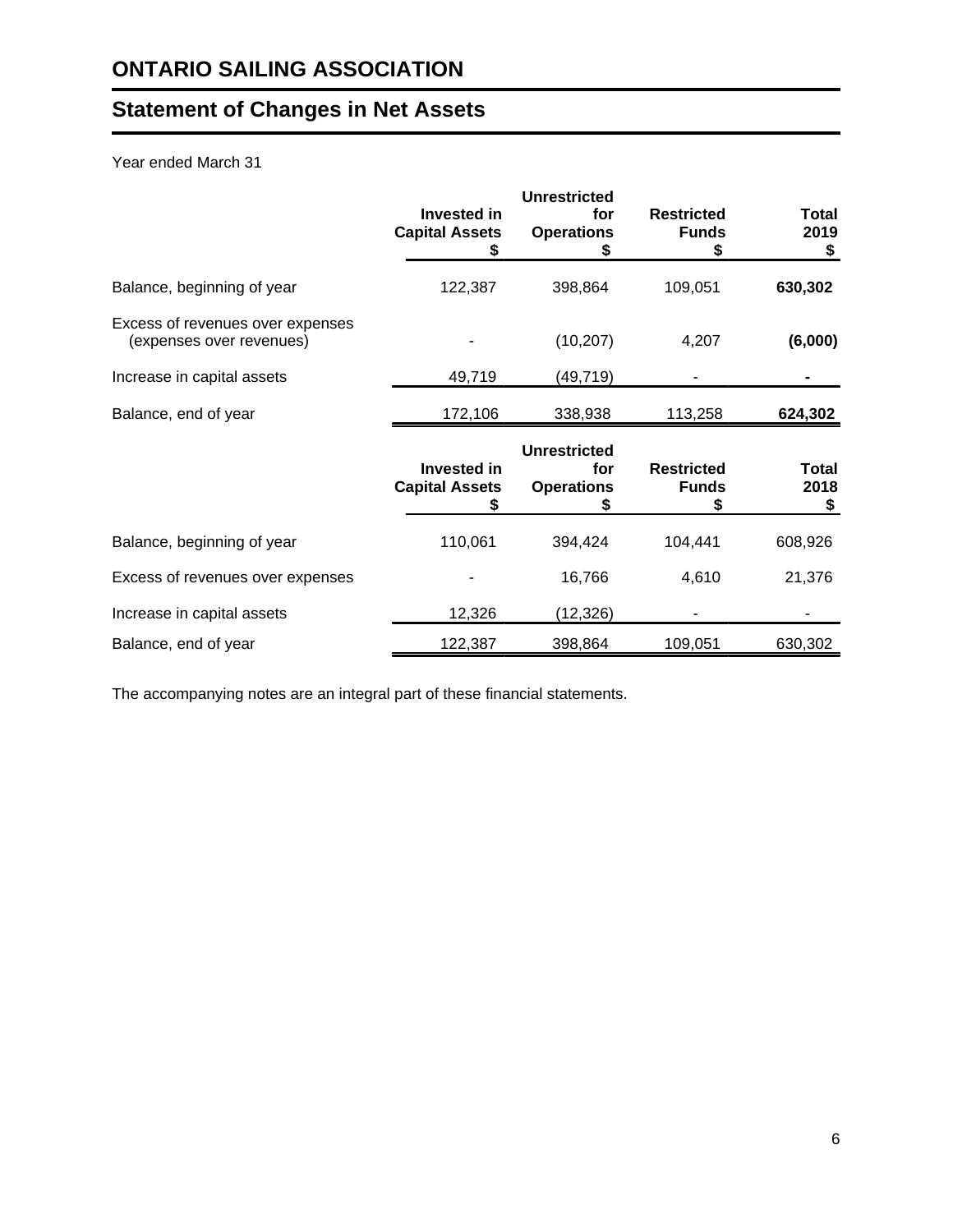# ONTARIO SAILING ASSOCIATION

## Statement of Changes in Net Assets

Year ended March 31

| | Invested in Capital Assets $ | Unrestricted for Operations $ | Restricted Funds $ | Total 2019 $ |
|---|---|---|---|---|
| Balance, beginning of year | 122,387 | 398,864 | 109,051 | **630,302** |
| Excess of revenues over expenses (expenses over revenues) | - | (10,207) | 4,207 | **(6,000)** |
| Increase in capital assets | 49,719 | (49,719) | - | **-** |
| Balance, end of year | 172,106 | 338,938 | 113,258 | **624,302** |

| | Invested in Capital Assets $ | Unrestricted for Operations $ | Restricted Funds $ | Total 2018 $ |
|---|---|---|---|---|
| Balance, beginning of year | 110,061 | 394,424 | 104,441 | 608,926 |
| Excess of revenues over expenses | - | 16,766 | 4,610 | 21,376 |
| Increase in capital assets | 12,326 | (12,326) | - | - |
| Balance, end of year | 122,387 | 398,864 | 109,051 | 630,302 |

The accompanying notes are an integral part of these financial statements.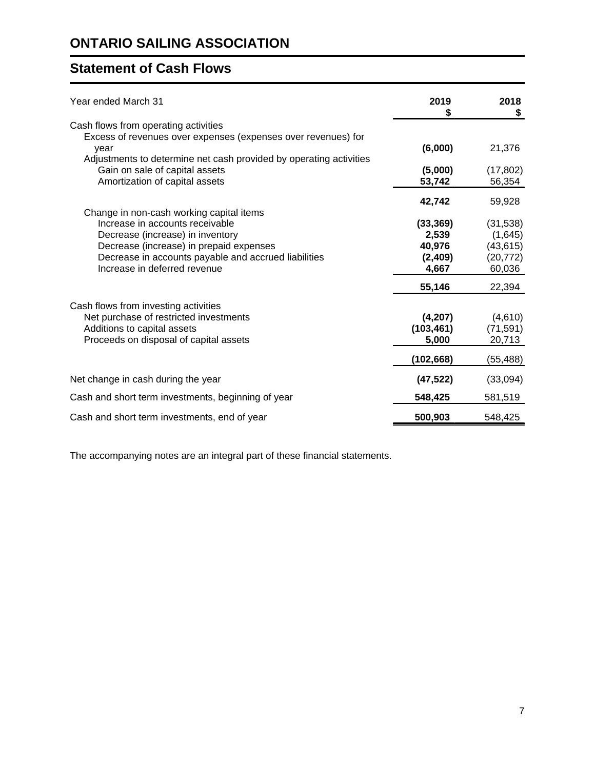# ONTARIO SAILING ASSOCIATION

## Statement of Cash Flows

| Year ended March 31 | 2019<br>$ | 2018<br>$ |
|---|---|---|
| Cash flows from operating activities | | |
| Excess of revenues over expenses (expenses over revenues) for year | **(6,000)** | 21,376 |
| Adjustments to determine net cash provided by operating activities | | |
| Gain on sale of capital assets | **(5,000)** | (17,802) |
| Amortization of capital assets | **53,742** | 56,354 |
| | **42,742** | 59,928 |
| Change in non-cash working capital items | | |
| Increase in accounts receivable | **(33,369)** | (31,538) |
| Decrease (increase) in inventory | **2,539** | (1,645) |
| Decrease (increase) in prepaid expenses | **40,976** | (43,615) |
| Decrease in accounts payable and accrued liabilities | **(2,409)** | (20,772) |
| Increase in deferred revenue | **4,667** | 60,036 |
| | **55,146** | 22,394 |
| Cash flows from investing activities | | |
| Net purchase of restricted investments | **(4,207)** | (4,610) |
| Additions to capital assets | **(103,461)** | (71,591) |
| Proceeds on disposal of capital assets | **5,000** | 20,713 |
| | **(102,668)** | (55,488) |
| Net change in cash during the year | **(47,522)** | (33,094) |
| Cash and short term investments, beginning of year | **548,425** | 581,519 |
| Cash and short term investments, end of year | **500,903** | 548,425 |

The accompanying notes are an integral part of these financial statements.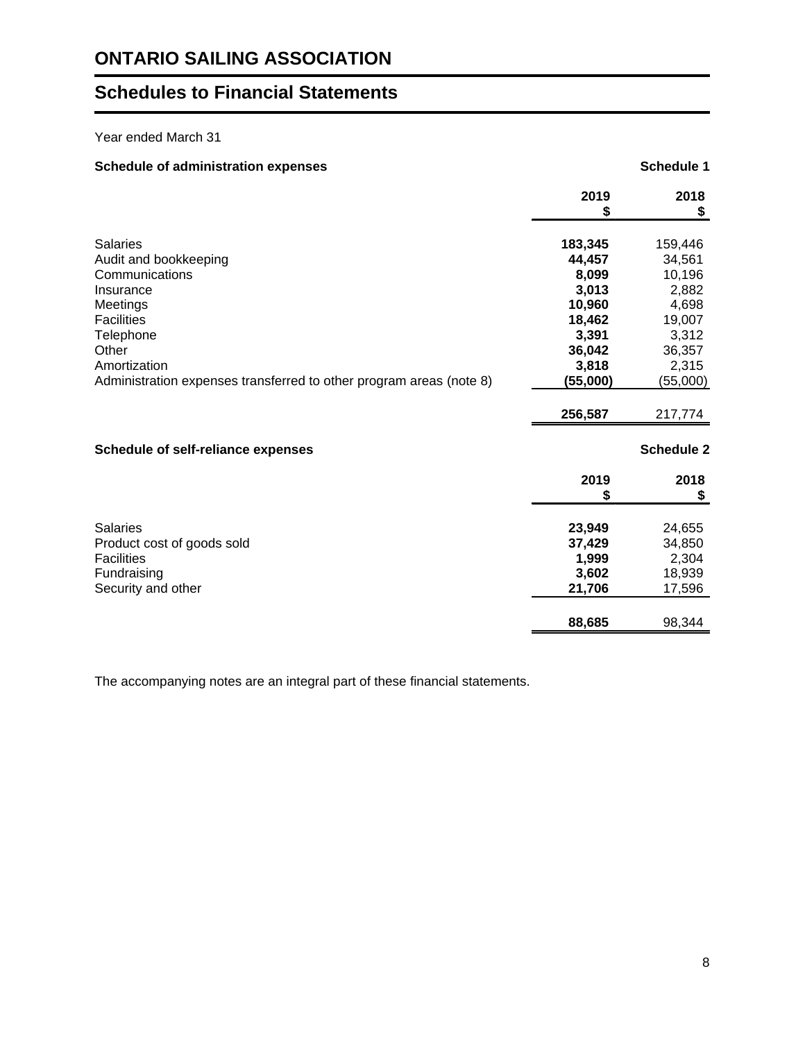# ONTARIO SAILING ASSOCIATION

## Schedules to Financial Statements

Year ended March 31

**Schedule of administration expenses** **Schedule 1**

| | 2019<br>$ | 2018<br>$ |
|---|---|---|
| Salaries | **183,345** | 159,446 |
| Audit and bookkeeping | **44,457** | 34,561 |
| Communications | **8,099** | 10,196 |
| Insurance | **3,013** | 2,882 |
| Meetings | **10,960** | 4,698 |
| Facilities | **18,462** | 19,007 |
| Telephone | **3,391** | 3,312 |
| Other | **36,042** | 36,357 |
| Amortization | **3,818** | 2,315 |
| Administration expenses transferred to other program areas (note 8) | **(55,000)** | (55,000) |
| | **256,587** | 217,774 |

**Schedule of self-reliance expenses** **Schedule 2**

| | 2019<br>$ | 2018<br>$ |
|---|---|---|
| Salaries | **23,949** | 24,655 |
| Product cost of goods sold | **37,429** | 34,850 |
| Facilities | **1,999** | 2,304 |
| Fundraising | **3,602** | 18,939 |
| Security and other | **21,706** | 17,596 |
| | **88,685** | 98,344 |

The accompanying notes are an integral part of these financial statements.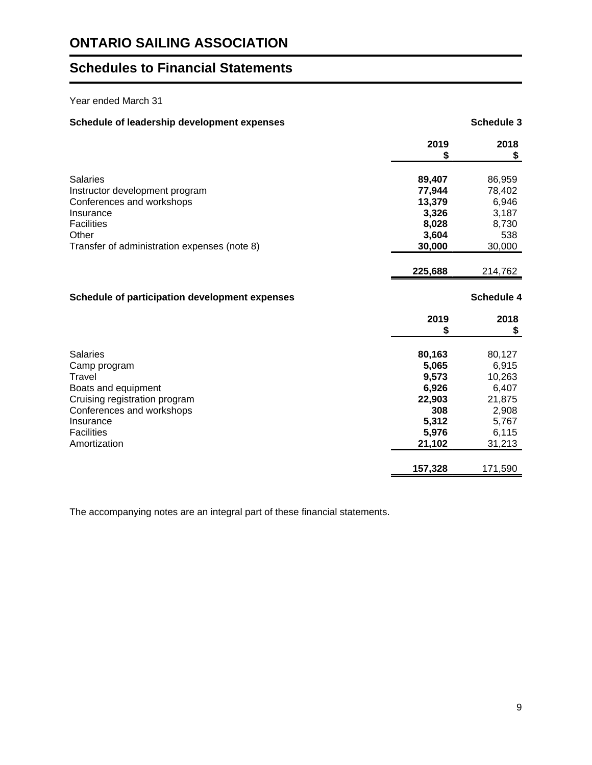# ONTARIO SAILING ASSOCIATION

## Schedules to Financial Statements

Year ended March 31

**Schedule of leadership development expenses** **Schedule 3**

| | 2019<br>$ | 2018<br>$ |
|---|---|---|
| Salaries | **89,407** | 86,959 |
| Instructor development program | **77,944** | 78,402 |
| Conferences and workshops | **13,379** | 6,946 |
| Insurance | **3,326** | 3,187 |
| Facilities | **8,028** | 8,730 |
| Other | **3,604** | 538 |
| Transfer of administration expenses (note 8) | **30,000** | 30,000 |
| | **225,688** | 214,762 |

**Schedule of participation development expenses** **Schedule 4**

| | 2019<br>$ | 2018<br>$ |
|---|---|---|
| Salaries | **80,163** | 80,127 |
| Camp program | **5,065** | 6,915 |
| Travel | **9,573** | 10,263 |
| Boats and equipment | **6,926** | 6,407 |
| Cruising registration program | **22,903** | 21,875 |
| Conferences and workshops | **308** | 2,908 |
| Insurance | **5,312** | 5,767 |
| Facilities | **5,976** | 6,115 |
| Amortization | **21,102** | 31,213 |
| | **157,328** | 171,590 |

The accompanying notes are an integral part of these financial statements.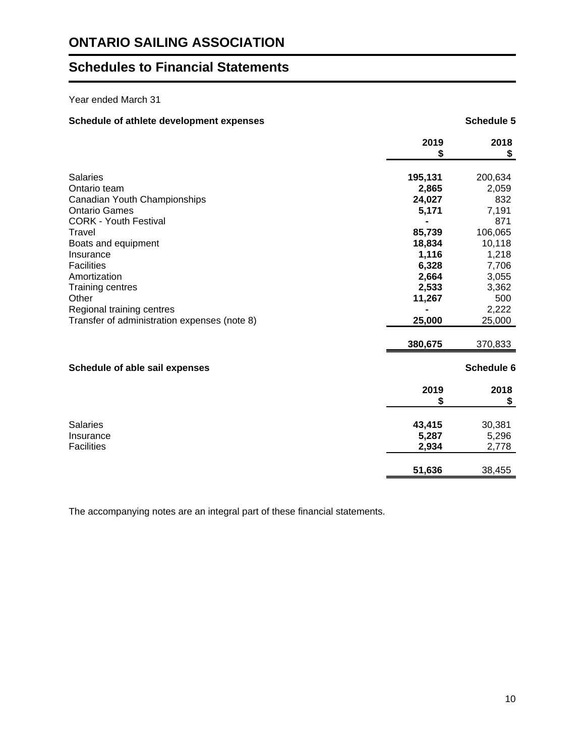# ONTARIO SAILING ASSOCIATION

## Schedules to Financial Statements

Year ended March 31

**Schedule of athlete development expenses** **Schedule 5**

| | 2019<br>$ | 2018<br>$ |
|---|---|---|
| Salaries | **195,131** | 200,634 |
| Ontario team | **2,865** | 2,059 |
| Canadian Youth Championships | **24,027** | 832 |
| Ontario Games | **5,171** | 7,191 |
| CORK - Youth Festival | **-** | 871 |
| Travel | **85,739** | 106,065 |
| Boats and equipment | **18,834** | 10,118 |
| Insurance | **1,116** | 1,218 |
| Facilities | **6,328** | 7,706 |
| Amortization | **2,664** | 3,055 |
| Training centres | **2,533** | 3,362 |
| Other | **11,267** | 500 |
| Regional training centres | **-** | 2,222 |
| Transfer of administration expenses (note 8) | **25,000** | 25,000 |
| | **380,675** | 370,833 |

**Schedule of able sail expenses** **Schedule 6**

| | 2019<br>$ | 2018<br>$ |
|---|---|---|
| Salaries | **43,415** | 30,381 |
| Insurance | **5,287** | 5,296 |
| Facilities | **2,934** | 2,778 |
| | **51,636** | 38,455 |

The accompanying notes are an integral part of these financial statements.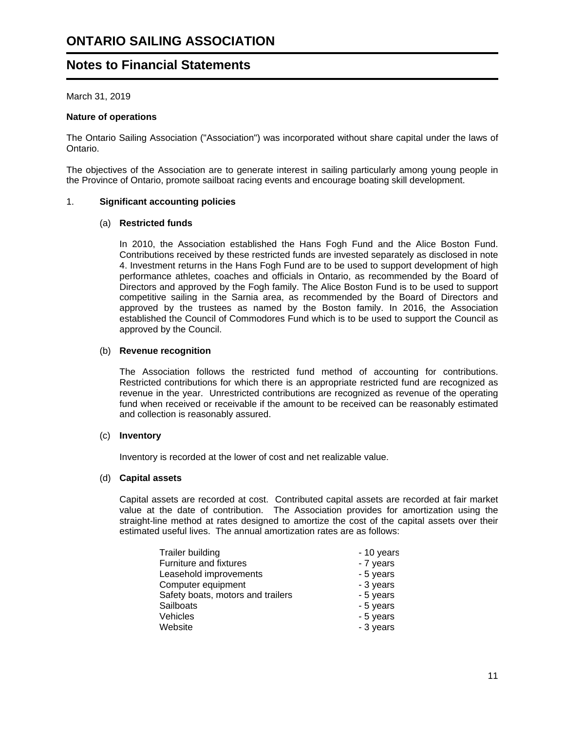# ONTARIO SAILING ASSOCIATION

## Notes to Financial Statements

March 31, 2019

**Nature of operations**

The Ontario Sailing Association ("Association") was incorporated without share capital under the laws of Ontario.

The objectives of the Association are to generate interest in sailing particularly among young people in the Province of Ontario, promote sailboat racing events and encourage boating skill development.

1. **Significant accounting policies**

(a) **Restricted funds**

In 2010, the Association established the Hans Fogh Fund and the Alice Boston Fund. Contributions received by these restricted funds are invested separately as disclosed in note 4. Investment returns in the Hans Fogh Fund are to be used to support development of high performance athletes, coaches and officials in Ontario, as recommended by the Board of Directors and approved by the Fogh family. The Alice Boston Fund is to be used to support competitive sailing in the Sarnia area, as recommended by the Board of Directors and approved by the trustees as named by the Boston family. In 2016, the Association established the Council of Commodores Fund which is to be used to support the Council as approved by the Council.

(b) **Revenue recognition**

The Association follows the restricted fund method of accounting for contributions. Restricted contributions for which there is an appropriate restricted fund are recognized as revenue in the year. Unrestricted contributions are recognized as revenue of the operating fund when received or receivable if the amount to be received can be reasonably estimated and collection is reasonably assured.

(c) **Inventory**

Inventory is recorded at the lower of cost and net realizable value.

(d) **Capital assets**

Capital assets are recorded at cost. Contributed capital assets are recorded at fair market value at the date of contribution. The Association provides for amortization using the straight-line method at rates designed to amortize the cost of the capital assets over their estimated useful lives. The annual amortization rates are as follows:

| | |
|---|---|
| Trailer building | - 10 years |
| Furniture and fixtures | - 7 years |
| Leasehold improvements | - 5 years |
| Computer equipment | - 3 years |
| Safety boats, motors and trailers | - 5 years |
| Sailboats | - 5 years |
| Vehicles | - 5 years |
| Website | - 3 years |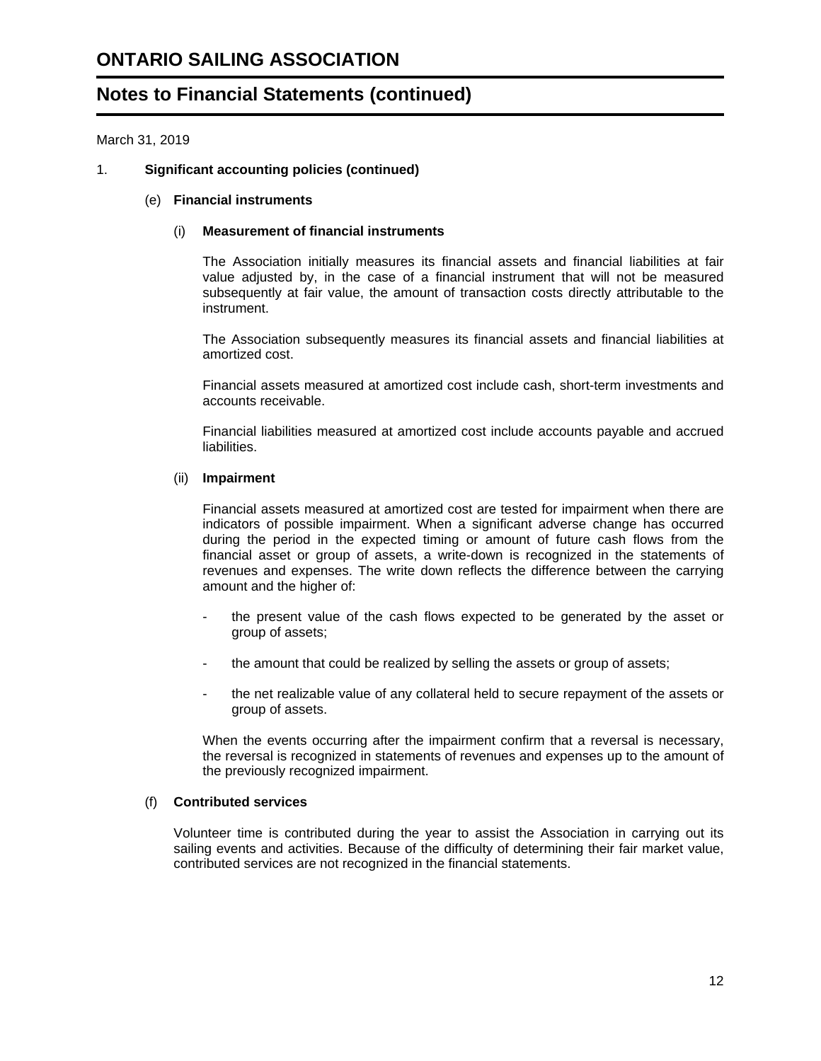# ONTARIO SAILING ASSOCIATION

## Notes to Financial Statements (continued)

March 31, 2019

### 1. Significant accounting policies (continued)

#### (e) Financial instruments

##### (i) Measurement of financial instruments

The Association initially measures its financial assets and financial liabilities at fair value adjusted by, in the case of a financial instrument that will not be measured subsequently at fair value, the amount of transaction costs directly attributable to the instrument.

The Association subsequently measures its financial assets and financial liabilities at amortized cost.

Financial assets measured at amortized cost include cash, short-term investments and accounts receivable.

Financial liabilities measured at amortized cost include accounts payable and accrued liabilities.

##### (ii) Impairment

Financial assets measured at amortized cost are tested for impairment when there are indicators of possible impairment. When a significant adverse change has occurred during the period in the expected timing or amount of future cash flows from the financial asset or group of assets, a write-down is recognized in the statements of revenues and expenses. The write down reflects the difference between the carrying amount and the higher of:

- the present value of the cash flows expected to be generated by the asset or group of assets;
- the amount that could be realized by selling the assets or group of assets;
- the net realizable value of any collateral held to secure repayment of the assets or group of assets.

When the events occurring after the impairment confirm that a reversal is necessary, the reversal is recognized in statements of revenues and expenses up to the amount of the previously recognized impairment.

#### (f) Contributed services

Volunteer time is contributed during the year to assist the Association in carrying out its sailing events and activities. Because of the difficulty of determining their fair market value, contributed services are not recognized in the financial statements.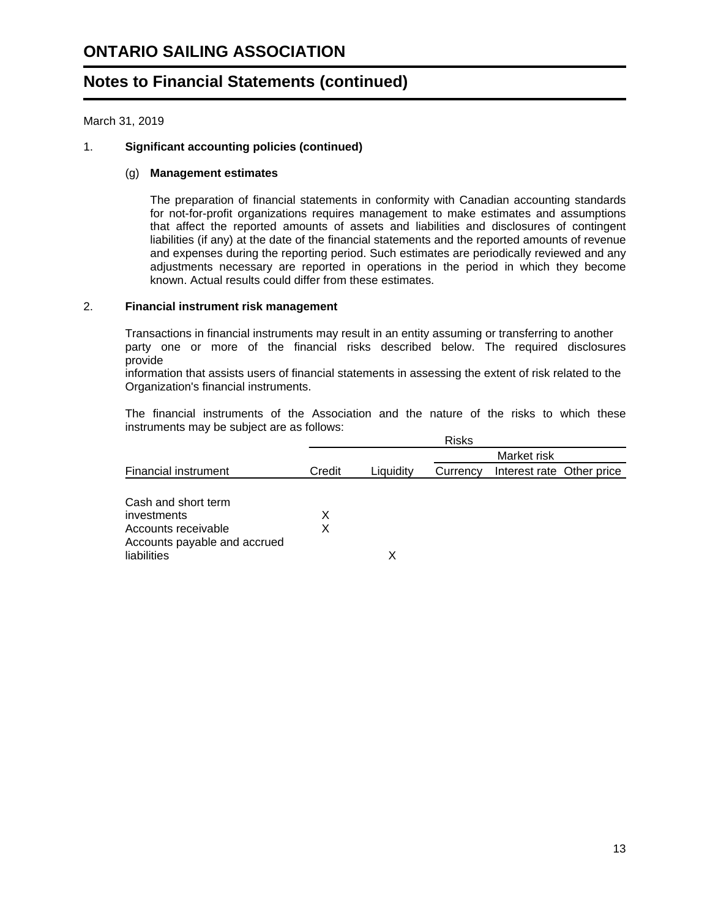# ONTARIO SAILING ASSOCIATION

## Notes to Financial Statements (continued)

March 31, 2019

1. **Significant accounting policies (continued)**

   (g) **Management estimates**

   The preparation of financial statements in conformity with Canadian accounting standards for not-for-profit organizations requires management to make estimates and assumptions that affect the reported amounts of assets and liabilities and disclosures of contingent liabilities (if any) at the date of the financial statements and the reported amounts of revenue and expenses during the reporting period. Such estimates are periodically reviewed and any adjustments necessary are reported in operations in the period in which they become known. Actual results could differ from these estimates.

2. **Financial instrument risk management**

   Transactions in financial instruments may result in an entity assuming or transferring to another party one or more of the financial risks described below. The required disclosures provide information that assists users of financial statements in assessing the extent of risk related to the Organization's financial instruments.

   The financial instruments of the Association and the nature of the risks to which these instruments may be subject are as follows:

| | Risks | | | | |
|---|---|---|---|---|---|
| | | | Market risk | | |
| Financial instrument | Credit | Liquidity | Currency | Interest rate | Other price |
| Cash and short term investments | X | | | | |
| Accounts receivable | X | | | | |
| Accounts payable and accrued liabilities | | X | | | |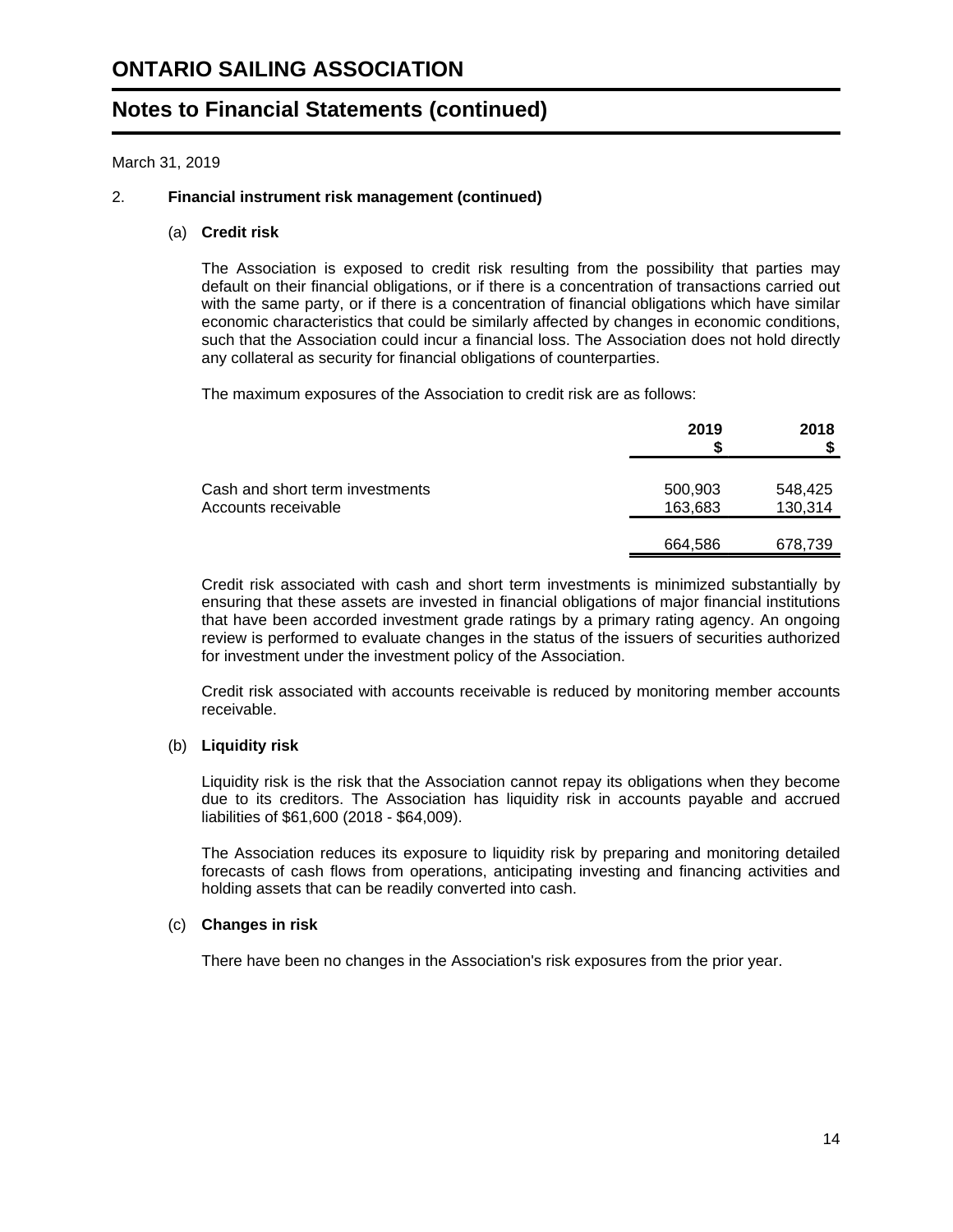# ONTARIO SAILING ASSOCIATION

## Notes to Financial Statements (continued)

March 31, 2019

2. **Financial instrument risk management (continued)**

(a) **Credit risk**

The Association is exposed to credit risk resulting from the possibility that parties may default on their financial obligations, or if there is a concentration of transactions carried out with the same party, or if there is a concentration of financial obligations which have similar economic characteristics that could be similarly affected by changes in economic conditions, such that the Association could incur a financial loss. The Association does not hold directly any collateral as security for financial obligations of counterparties.

The maximum exposures of the Association to credit risk are as follows:

| | 2019 $ | 2018 $ |
|---|---|---|
| Cash and short term investments | 500,903 | 548,425 |
| Accounts receivable | 163,683 | 130,314 |
| | 664,586 | 678,739 |

Credit risk associated with cash and short term investments is minimized substantially by ensuring that these assets are invested in financial obligations of major financial institutions that have been accorded investment grade ratings by a primary rating agency. An ongoing review is performed to evaluate changes in the status of the issuers of securities authorized for investment under the investment policy of the Association.

Credit risk associated with accounts receivable is reduced by monitoring member accounts receivable.

(b) **Liquidity risk**

Liquidity risk is the risk that the Association cannot repay its obligations when they become due to its creditors. The Association has liquidity risk in accounts payable and accrued liabilities of $61,600 (2018 - $64,009).

The Association reduces its exposure to liquidity risk by preparing and monitoring detailed forecasts of cash flows from operations, anticipating investing and financing activities and holding assets that can be readily converted into cash.

(c) **Changes in risk**

There have been no changes in the Association's risk exposures from the prior year.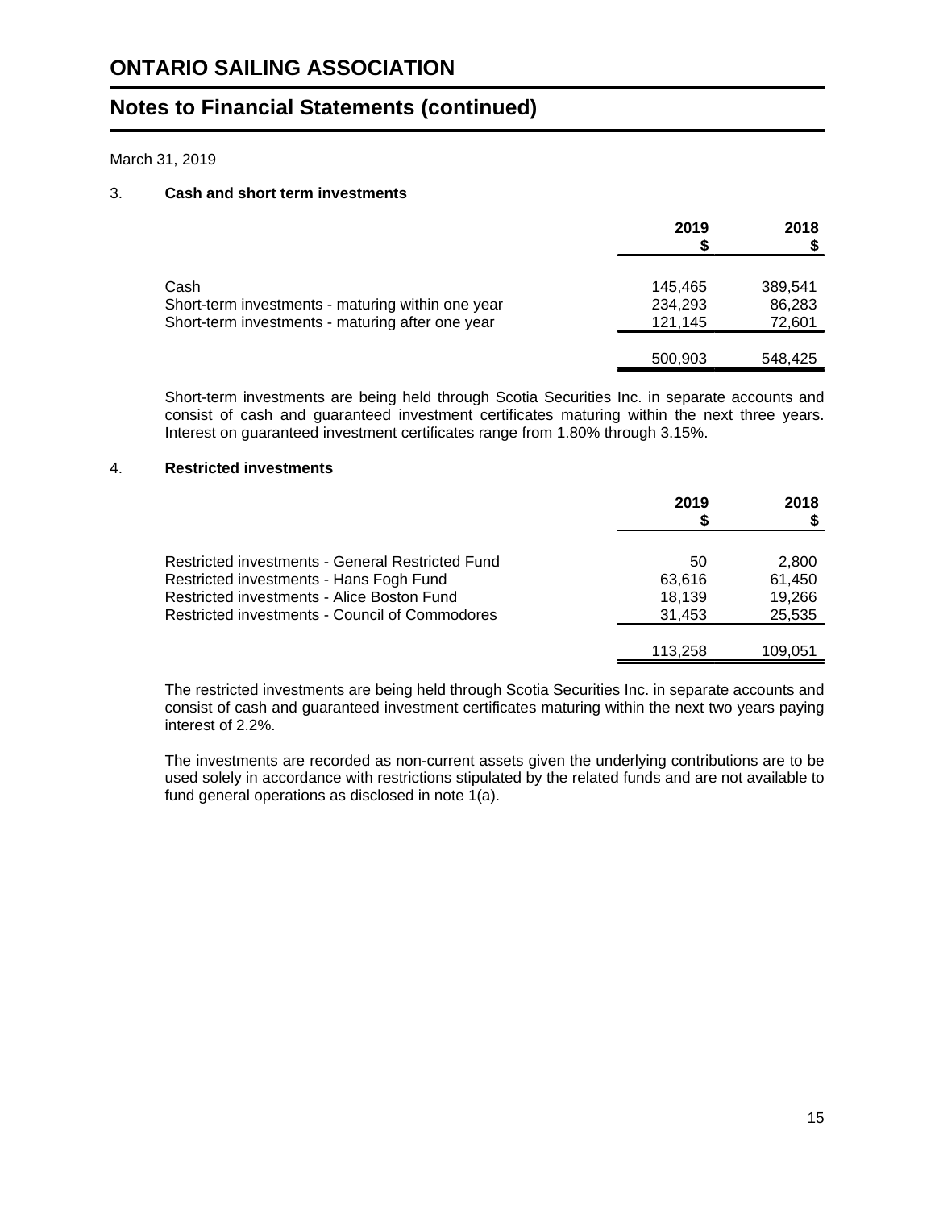# ONTARIO SAILING ASSOCIATION

## Notes to Financial Statements (continued)

March 31, 2019

### 3. Cash and short term investments

| | 2019<br>$ | 2018<br>$ |
|---|---|---|
| Cash | 145,465 | 389,541 |
| Short-term investments - maturing within one year | 234,293 | 86,283 |
| Short-term investments - maturing after one year | 121,145 | 72,601 |
| | 500,903 | 548,425 |

Short-term investments are being held through Scotia Securities Inc. in separate accounts and consist of cash and guaranteed investment certificates maturing within the next three years. Interest on guaranteed investment certificates range from 1.80% through 3.15%.

### 4. Restricted investments

| | 2019<br>$ | 2018<br>$ |
|---|---|---|
| Restricted investments - General Restricted Fund | 50 | 2,800 |
| Restricted investments - Hans Fogh Fund | 63,616 | 61,450 |
| Restricted investments - Alice Boston Fund | 18,139 | 19,266 |
| Restricted investments - Council of Commodores | 31,453 | 25,535 |
| | 113,258 | 109,051 |

The restricted investments are being held through Scotia Securities Inc. in separate accounts and consist of cash and guaranteed investment certificates maturing within the next two years paying interest of 2.2%.

The investments are recorded as non-current assets given the underlying contributions are to be used solely in accordance with restrictions stipulated by the related funds and are not available to fund general operations as disclosed in note 1(a).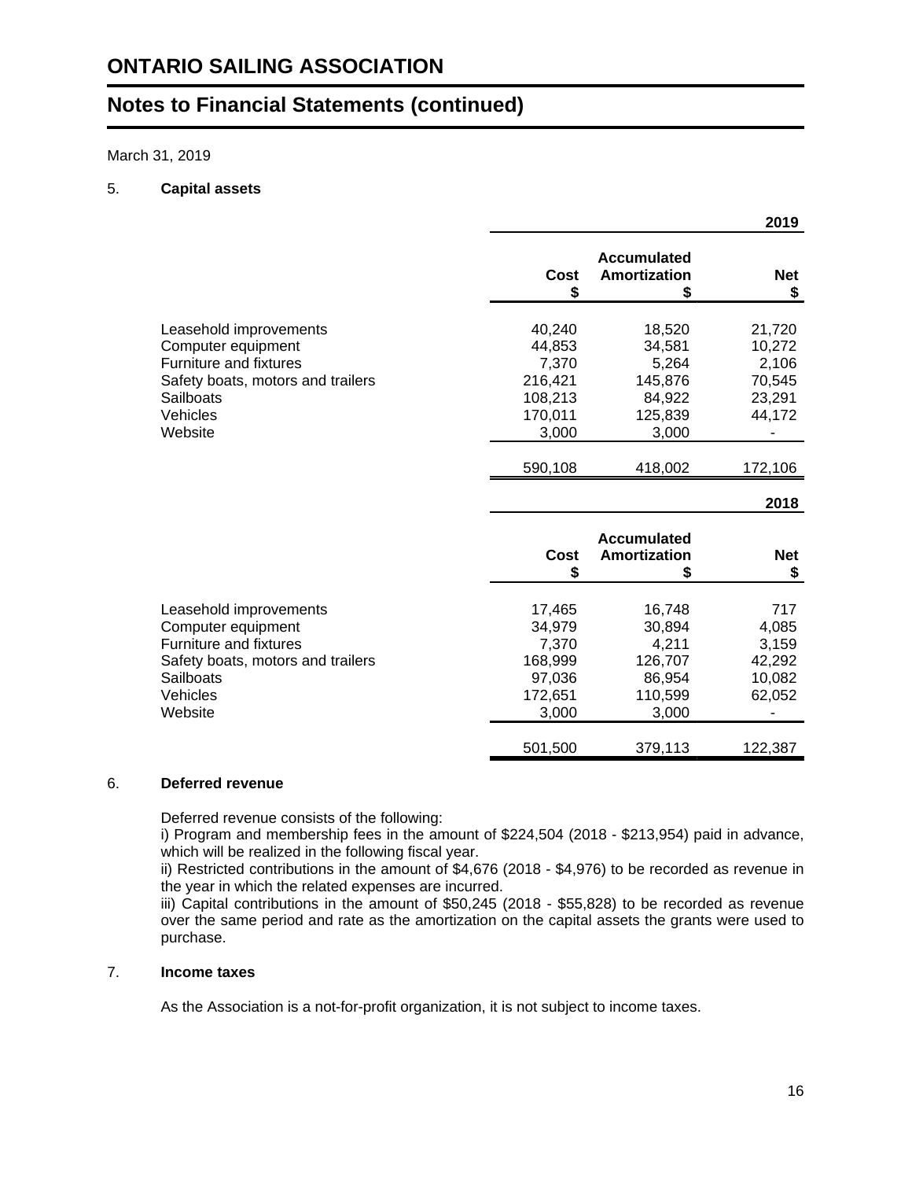# ONTARIO SAILING ASSOCIATION

## Notes to Financial Statements (continued)

March 31, 2019

### 5. Capital assets

| | | | 2019 |
|---|---|---|---|
| | Cost<br>$ | Accumulated Amortization<br>$ | Net<br>$ |
| Leasehold improvements | 40,240 | 18,520 | 21,720 |
| Computer equipment | 44,853 | 34,581 | 10,272 |
| Furniture and fixtures | 7,370 | 5,264 | 2,106 |
| Safety boats, motors and trailers | 216,421 | 145,876 | 70,545 |
| Sailboats | 108,213 | 84,922 | 23,291 |
| Vehicles | 170,011 | 125,839 | 44,172 |
| Website | 3,000 | 3,000 | - |
| | 590,108 | 418,002 | 172,106 |

| | | | 2018 |
|---|---|---|---|
| | Cost<br>$ | Accumulated Amortization<br>$ | Net<br>$ |
| Leasehold improvements | 17,465 | 16,748 | 717 |
| Computer equipment | 34,979 | 30,894 | 4,085 |
| Furniture and fixtures | 7,370 | 4,211 | 3,159 |
| Safety boats, motors and trailers | 168,999 | 126,707 | 42,292 |
| Sailboats | 97,036 | 86,954 | 10,082 |
| Vehicles | 172,651 | 110,599 | 62,052 |
| Website | 3,000 | 3,000 | - |
| | 501,500 | 379,113 | 122,387 |

### 6. Deferred revenue

Deferred revenue consists of the following:

i) Program and membership fees in the amount of $224,504 (2018 - $213,954) paid in advance, which will be realized in the following fiscal year.

ii) Restricted contributions in the amount of $4,676 (2018 - $4,976) to be recorded as revenue in the year in which the related expenses are incurred.

iii) Capital contributions in the amount of $50,245 (2018 - $55,828) to be recorded as revenue over the same period and rate as the amortization on the capital assets the grants were used to purchase.

### 7. Income taxes

As the Association is a not-for-profit organization, it is not subject to income taxes.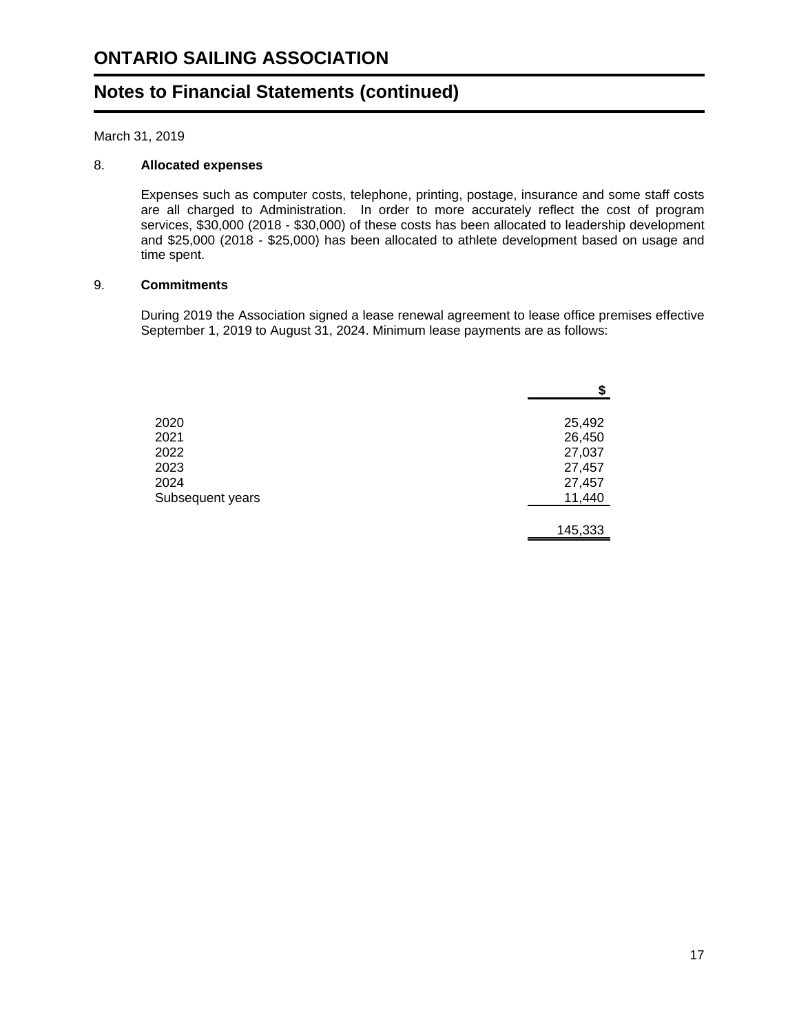# ONTARIO SAILING ASSOCIATION

## Notes to Financial Statements (continued)

March 31, 2019

### 8. Allocated expenses

Expenses such as computer costs, telephone, printing, postage, insurance and some staff costs are all charged to Administration. In order to more accurately reflect the cost of program services, $30,000 (2018 - $30,000) of these costs has been allocated to leadership development and $25,000 (2018 - $25,000) has been allocated to athlete development based on usage and time spent.

### 9. Commitments

During 2019 the Association signed a lease renewal agreement to lease office premises effective September 1, 2019 to August 31, 2024. Minimum lease payments are as follows:

| | $ |
|---|---|
| 2020 | 25,492 |
| 2021 | 26,450 |
| 2022 | 27,037 |
| 2023 | 27,457 |
| 2024 | 27,457 |
| Subsequent years | 11,440 |
| | 145,333 |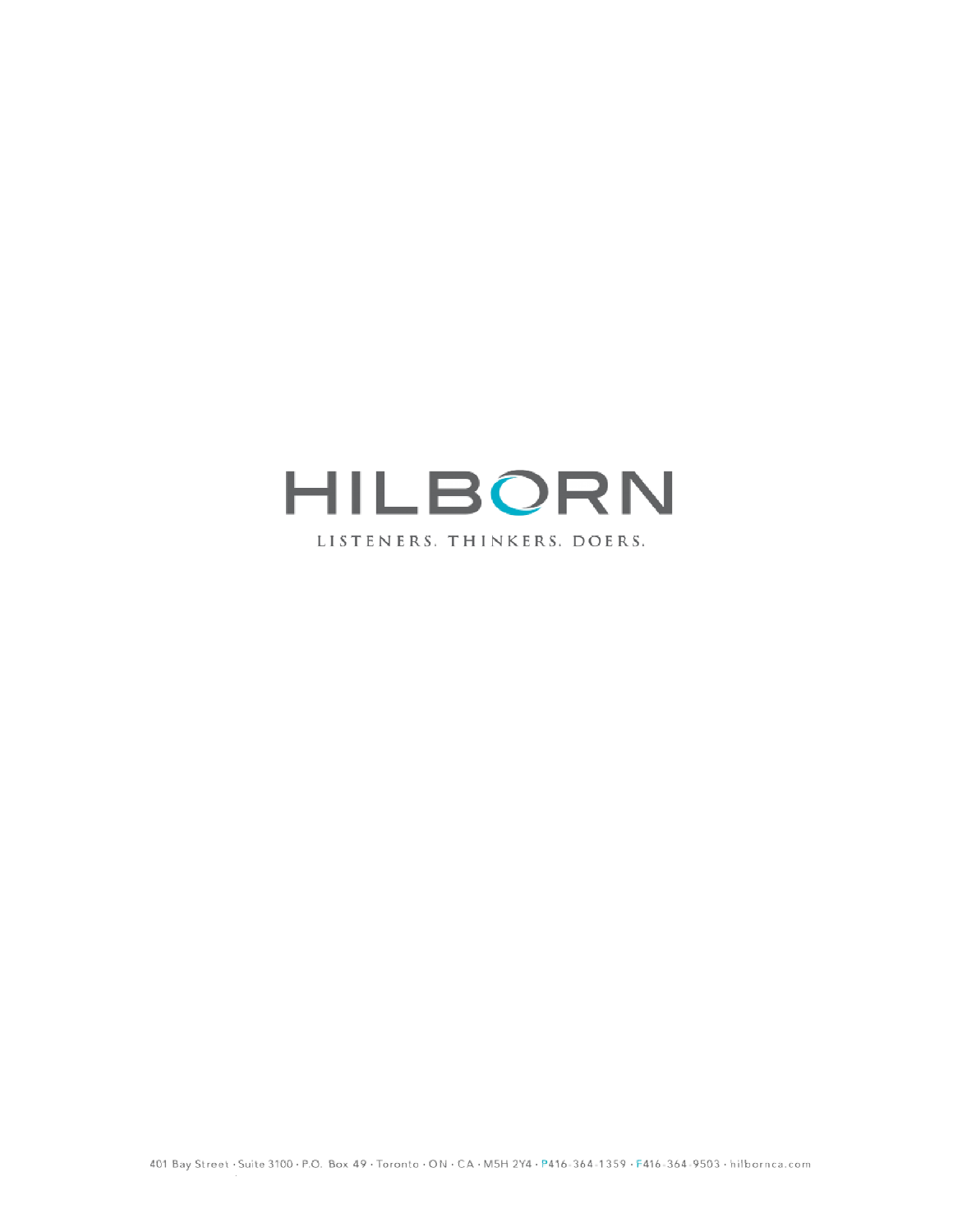HILBORN

LISTENERS. THINKERS. DOERS.

401 Bay Street · Suite 3100 · P.O. Box 49 · Toronto · ON · CA · M5H 2Y4 · P416-364-1359 · F416-364-9503 · hilbornca.com